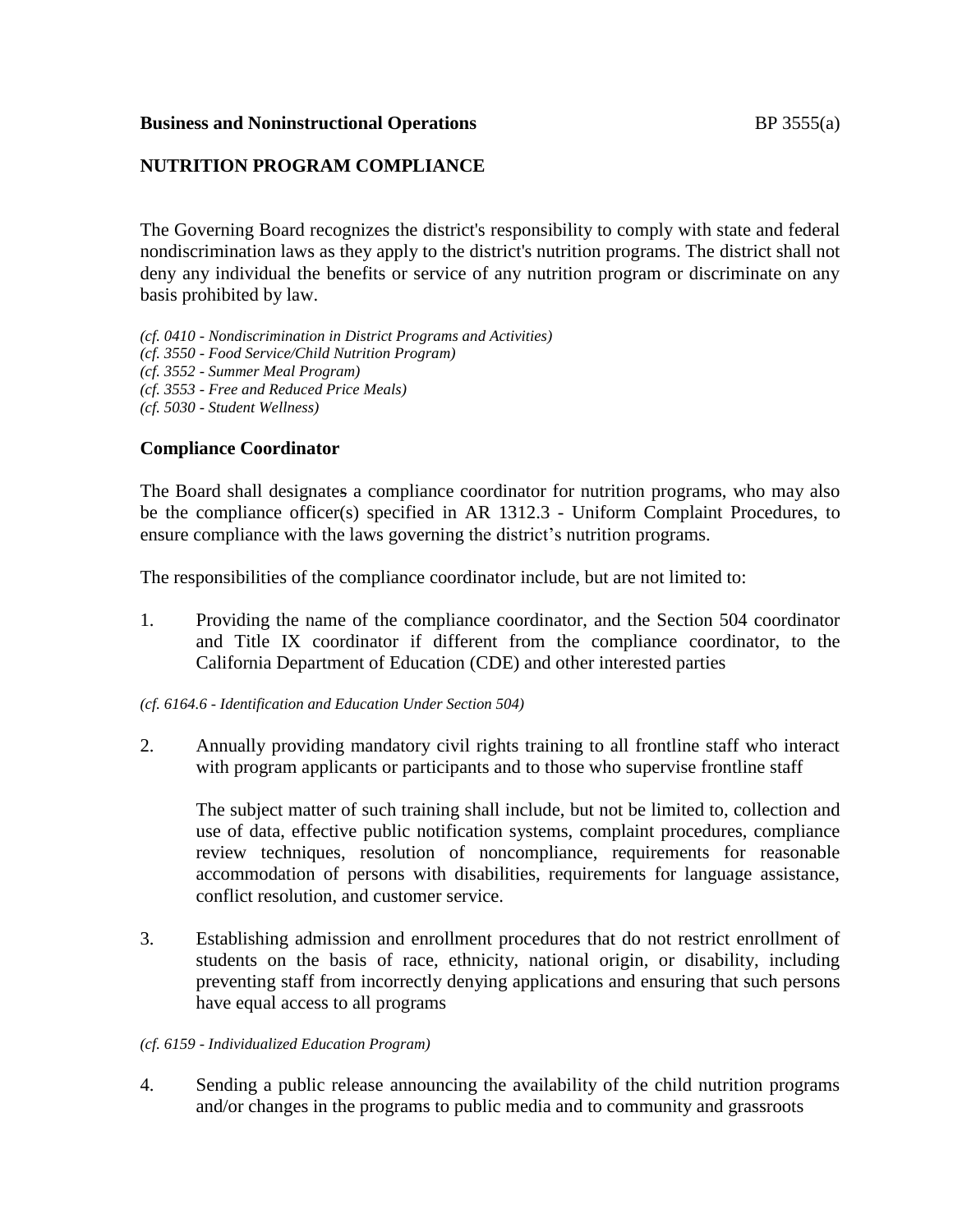**Business and Noninstructional Operations** BP 3555(a)

## NUTRITION PROGRAM COMPLIANCE

The Governing Board recognizes the district's responsibility to comply with state and federal nondiscrimination laws as they apply to the district's nutrition programs. The district shall not deny any individual the benefits or service of any nutrition program or discriminate on any basis prohibited by law.

*(cf. 0410 - Nondiscrimination in District Programs and Activities)*
*(cf. 3550 - Food Service/Child Nutrition Program)*
*(cf. 3552 - Summer Meal Program)*
*(cf. 3553 - Free and Reduced Price Meals)*
*(cf. 5030 - Student Wellness)*

### Compliance Coordinator

The Board shall designates a compliance coordinator for nutrition programs, who may also be the compliance officer(s) specified in AR 1312.3 - Uniform Complaint Procedures, to ensure compliance with the laws governing the district's nutrition programs.

The responsibilities of the compliance coordinator include, but are not limited to:

1. Providing the name of the compliance coordinator, and the Section 504 coordinator and Title IX coordinator if different from the compliance coordinator, to the California Department of Education (CDE) and other interested parties

*(cf. 6164.6 - Identification and Education Under Section 504)*

2. Annually providing mandatory civil rights training to all frontline staff who interact with program applicants or participants and to those who supervise frontline staff

   The subject matter of such training shall include, but not be limited to, collection and use of data, effective public notification systems, complaint procedures, compliance review techniques, resolution of noncompliance, requirements for reasonable accommodation of persons with disabilities, requirements for language assistance, conflict resolution, and customer service.

3. Establishing admission and enrollment procedures that do not restrict enrollment of students on the basis of race, ethnicity, national origin, or disability, including preventing staff from incorrectly denying applications and ensuring that such persons have equal access to all programs

*(cf. 6159 - Individualized Education Program)*

4. Sending a public release announcing the availability of the child nutrition programs and/or changes in the programs to public media and to community and grassroots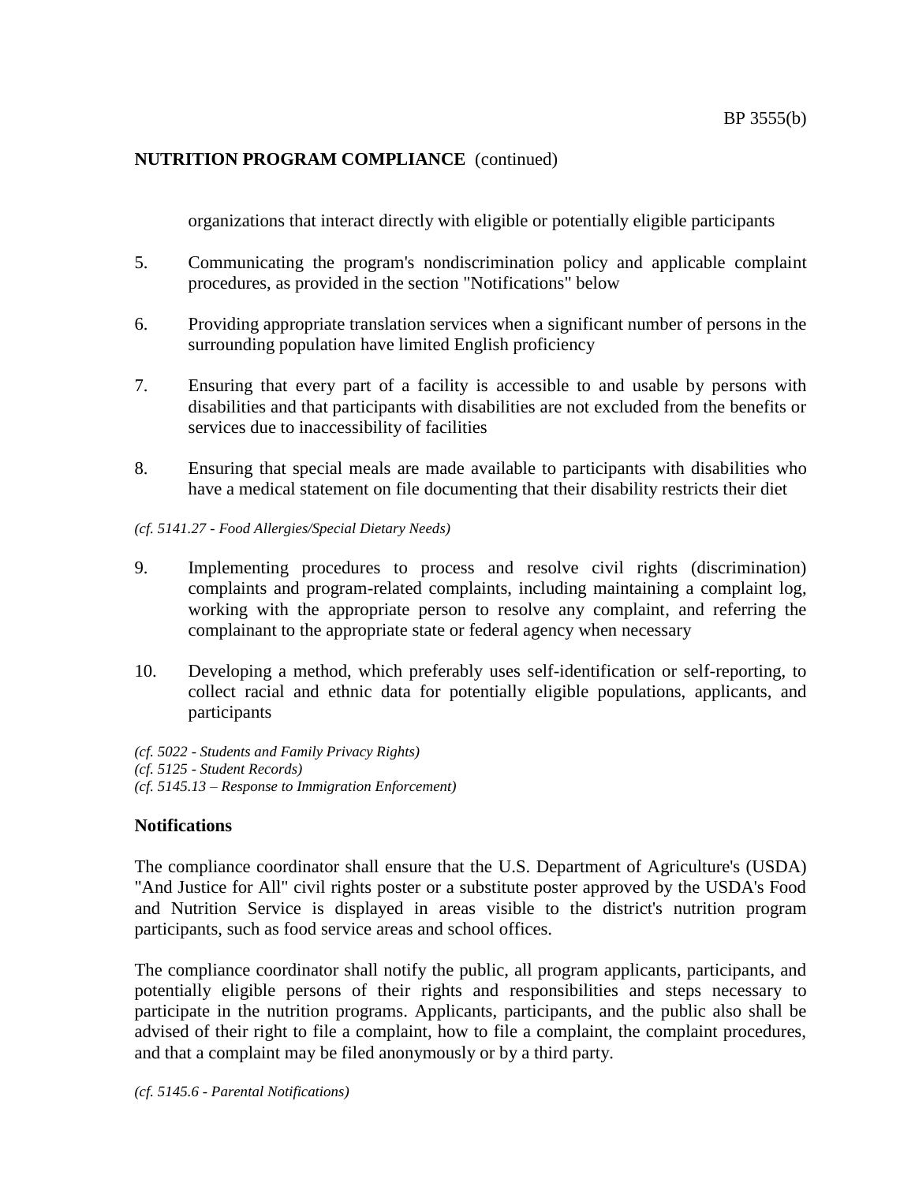organizations that interact directly with eligible or potentially eligible participants

5. Communicating the program's nondiscrimination policy and applicable complaint procedures, as provided in the section "Notifications" below

6. Providing appropriate translation services when a significant number of persons in the surrounding population have limited English proficiency

7. Ensuring that every part of a facility is accessible to and usable by persons with disabilities and that participants with disabilities are not excluded from the benefits or services due to inaccessibility of facilities

8. Ensuring that special meals are made available to participants with disabilities who have a medical statement on file documenting that their disability restricts their diet

*(cf. 5141.27 - Food Allergies/Special Dietary Needs)*

9. Implementing procedures to process and resolve civil rights (discrimination) complaints and program-related complaints, including maintaining a complaint log, working with the appropriate person to resolve any complaint, and referring the complainant to the appropriate state or federal agency when necessary

10. Developing a method, which preferably uses self-identification or self-reporting, to collect racial and ethnic data for potentially eligible populations, applicants, and participants

*(cf. 5022 - Students and Family Privacy Rights)*
*(cf. 5125 - Student Records)*
*(cf. 5145.13 – Response to Immigration Enforcement)*

**Notifications**

The compliance coordinator shall ensure that the U.S. Department of Agriculture's (USDA) "And Justice for All" civil rights poster or a substitute poster approved by the USDA's Food and Nutrition Service is displayed in areas visible to the district's nutrition program participants, such as food service areas and school offices.

The compliance coordinator shall notify the public, all program applicants, participants, and potentially eligible persons of their rights and responsibilities and steps necessary to participate in the nutrition programs. Applicants, participants, and the public also shall be advised of their right to file a complaint, how to file a complaint, the complaint procedures, and that a complaint may be filed anonymously or by a third party.

*(cf. 5145.6 - Parental Notifications)*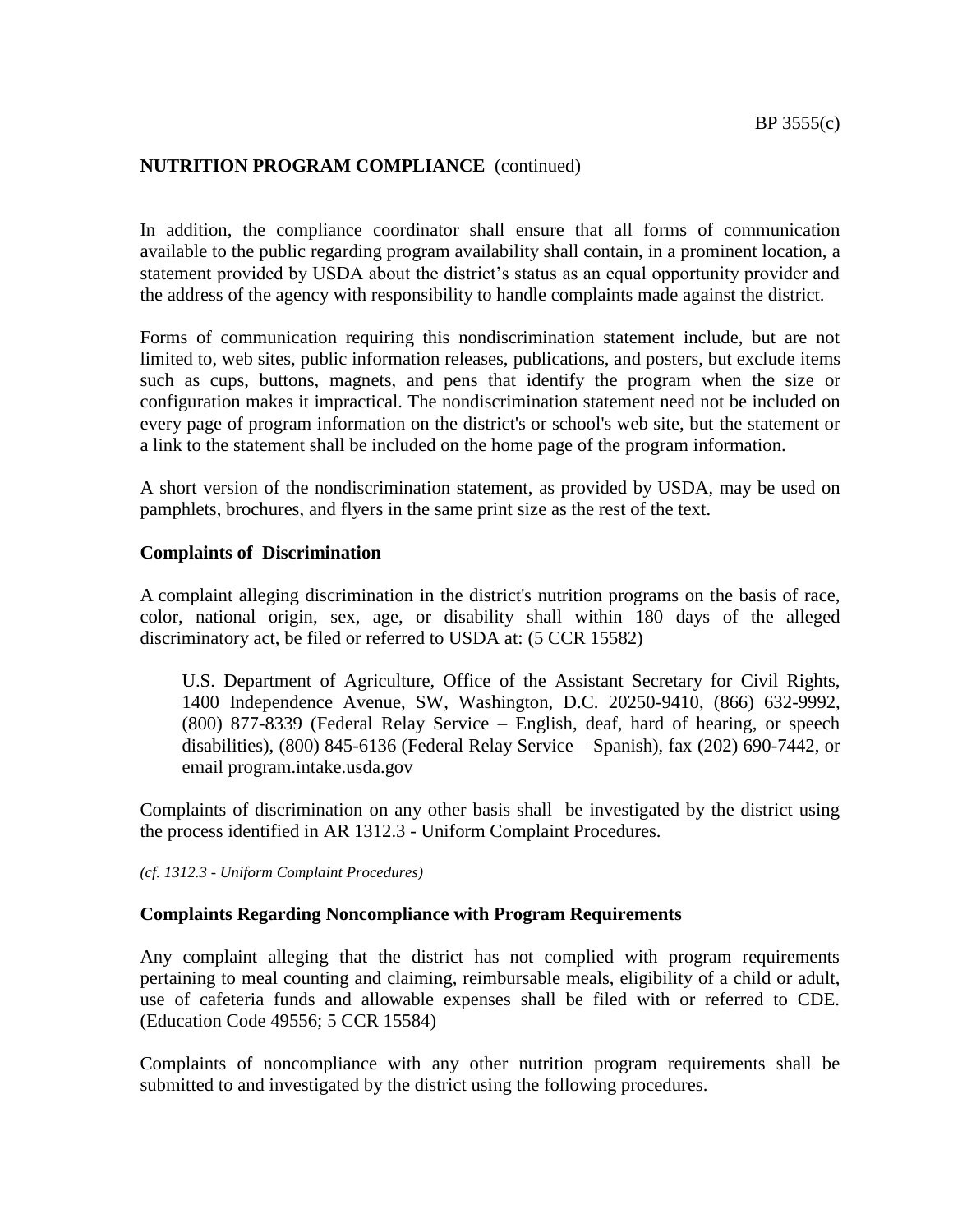**NUTRITION PROGRAM COMPLIANCE** (continued)

In addition, the compliance coordinator shall ensure that all forms of communication available to the public regarding program availability shall contain, in a prominent location, a statement provided by USDA about the district's status as an equal opportunity provider and the address of the agency with responsibility to handle complaints made against the district.

Forms of communication requiring this nondiscrimination statement include, but are not limited to, web sites, public information releases, publications, and posters, but exclude items such as cups, buttons, magnets, and pens that identify the program when the size or configuration makes it impractical. The nondiscrimination statement need not be included on every page of program information on the district's or school's web site, but the statement or a link to the statement shall be included on the home page of the program information.

A short version of the nondiscrimination statement, as provided by USDA, may be used on pamphlets, brochures, and flyers in the same print size as the rest of the text.

**Complaints of Discrimination**

A complaint alleging discrimination in the district's nutrition programs on the basis of race, color, national origin, sex, age, or disability shall within 180 days of the alleged discriminatory act, be filed or referred to USDA at: (5 CCR 15582)

> U.S. Department of Agriculture, Office of the Assistant Secretary for Civil Rights, 1400 Independence Avenue, SW, Washington, D.C. 20250-9410, (866) 632-9992, (800) 877-8339 (Federal Relay Service – English, deaf, hard of hearing, or speech disabilities), (800) 845-6136 (Federal Relay Service – Spanish), fax (202) 690-7442, or email program.intake.usda.gov

Complaints of discrimination on any other basis shall be investigated by the district using the process identified in AR 1312.3 - Uniform Complaint Procedures.

*(cf. 1312.3 - Uniform Complaint Procedures)*

**Complaints Regarding Noncompliance with Program Requirements**

Any complaint alleging that the district has not complied with program requirements pertaining to meal counting and claiming, reimbursable meals, eligibility of a child or adult, use of cafeteria funds and allowable expenses shall be filed with or referred to CDE. (Education Code 49556; 5 CCR 15584)

Complaints of noncompliance with any other nutrition program requirements shall be submitted to and investigated by the district using the following procedures.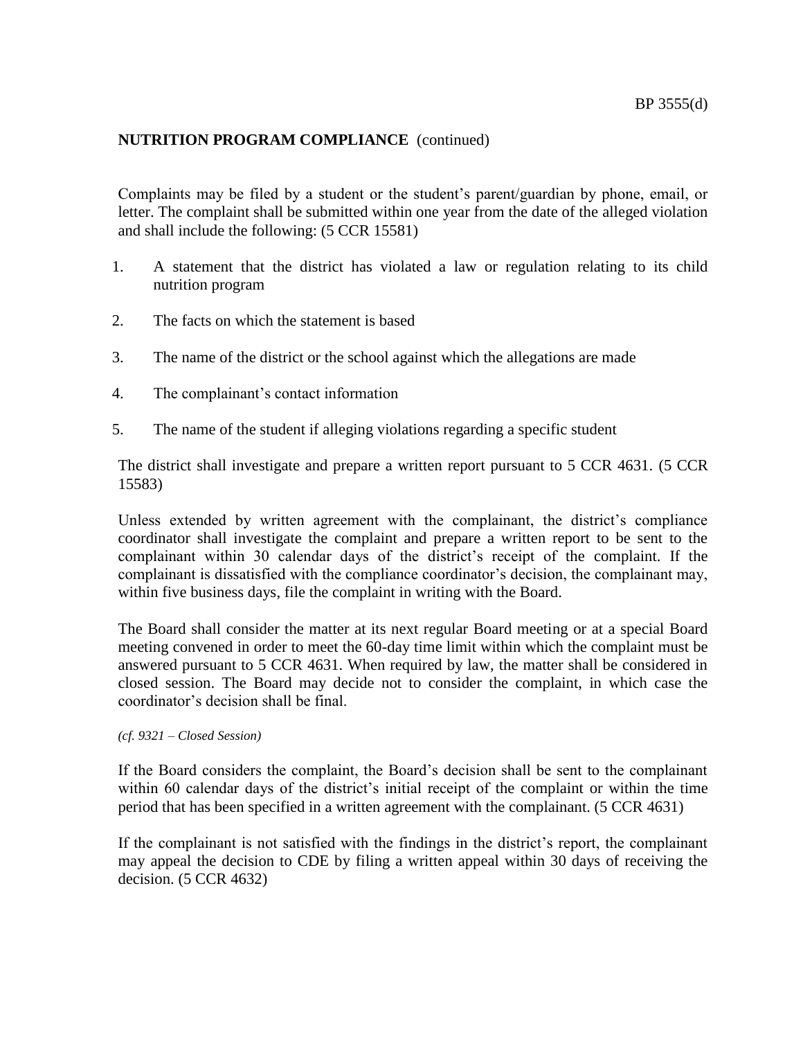**NUTRITION PROGRAM COMPLIANCE** (continued)

Complaints may be filed by a student or the student's parent/guardian by phone, email, or letter. The complaint shall be submitted within one year from the date of the alleged violation and shall include the following: (5 CCR 15581)

1. A statement that the district has violated a law or regulation relating to its child nutrition program
2. The facts on which the statement is based
3. The name of the district or the school against which the allegations are made
4. The complainant's contact information
5. The name of the student if alleging violations regarding a specific student

The district shall investigate and prepare a written report pursuant to 5 CCR 4631. (5 CCR 15583)

Unless extended by written agreement with the complainant, the district's compliance coordinator shall investigate the complaint and prepare a written report to be sent to the complainant within 30 calendar days of the district's receipt of the complaint. If the complainant is dissatisfied with the compliance coordinator's decision, the complainant may, within five business days, file the complaint in writing with the Board.

The Board shall consider the matter at its next regular Board meeting or at a special Board meeting convened in order to meet the 60-day time limit within which the complaint must be answered pursuant to 5 CCR 4631. When required by law, the matter shall be considered in closed session. The Board may decide not to consider the complaint, in which case the coordinator's decision shall be final.

*(cf. 9321 – Closed Session)*

If the Board considers the complaint, the Board's decision shall be sent to the complainant within 60 calendar days of the district's initial receipt of the complaint or within the time period that has been specified in a written agreement with the complainant. (5 CCR 4631)

If the complainant is not satisfied with the findings in the district's report, the complainant may appeal the decision to CDE by filing a written appeal within 30 days of receiving the decision. (5 CCR 4632)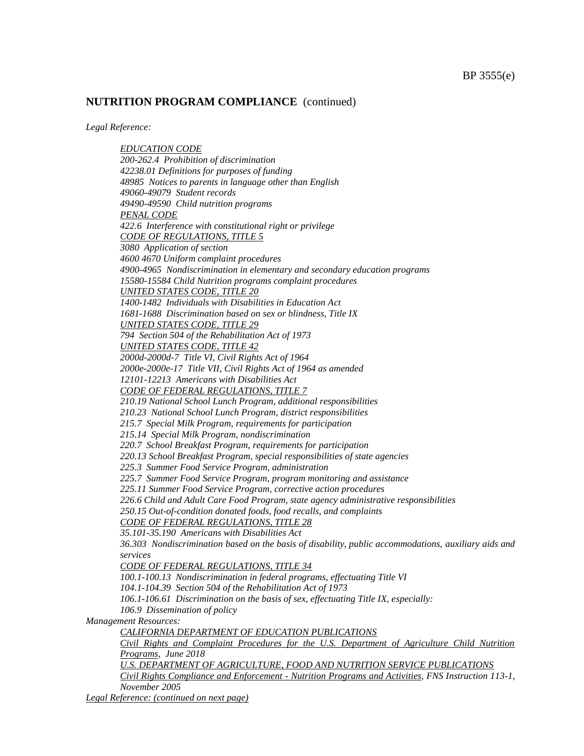## NUTRITION PROGRAM COMPLIANCE (continued)

*Legal Reference:*

> *EDUCATION CODE*
> *200-262.4 Prohibition of discrimination*
> *42238.01 Definitions for purposes of funding*
> *48985 Notices to parents in language other than English*
> *49060-49079 Student records*
> *49490-49590 Child nutrition programs*
> *PENAL CODE*
> *422.6 Interference with constitutional right or privilege*
> *CODE OF REGULATIONS, TITLE 5*
> *3080 Application of section*
> *4600 4670 Uniform complaint procedures*
> *4900-4965 Nondiscrimination in elementary and secondary education programs*
> *15580-15584 Child Nutrition programs complaint procedures*
> *UNITED STATES CODE, TITLE 20*
> *1400-1482 Individuals with Disabilities in Education Act*
> *1681-1688 Discrimination based on sex or blindness, Title IX*
> *UNITED STATES CODE, TITLE 29*
> *794 Section 504 of the Rehabilitation Act of 1973*
> *UNITED STATES CODE, TITLE 42*
> *2000d-2000d-7 Title VI, Civil Rights Act of 1964*
> *2000e-2000e-17 Title VII, Civil Rights Act of 1964 as amended*
> *12101-12213 Americans with Disabilities Act*
> *CODE OF FEDERAL REGULATIONS, TITLE 7*
> *210.19 National School Lunch Program, additional responsibilities*
> *210.23 National School Lunch Program, district responsibilities*
> *215.7 Special Milk Program, requirements for participation*
> *215.14 Special Milk Program, nondiscrimination*
> *220.7 School Breakfast Program, requirements for participation*
> *220.13 School Breakfast Program, special responsibilities of state agencies*
> *225.3 Summer Food Service Program, administration*
> *225.7 Summer Food Service Program, program monitoring and assistance*
> *225.11 Summer Food Service Program, corrective action procedures*
> *226.6 Child and Adult Care Food Program, state agency administrative responsibilities*
> *250.15 Out-of-condition donated foods, food recalls, and complaints*
> *CODE OF FEDERAL REGULATIONS, TITLE 28*
> *35.101-35.190 Americans with Disabilities Act*
> *36.303 Nondiscrimination based on the basis of disability, public accommodations, auxiliary aids and services*
> *CODE OF FEDERAL REGULATIONS, TITLE 34*
> *100.1-100.13 Nondiscrimination in federal programs, effectuating Title VI*
> *104.1-104.39 Section 504 of the Rehabilitation Act of 1973*
> *106.1-106.61 Discrimination on the basis of sex, effectuating Title IX, especially:*
> *106.9 Dissemination of policy*

*Management Resources:*

> *CALIFORNIA DEPARTMENT OF EDUCATION PUBLICATIONS*
> *Civil Rights and Complaint Procedures for the U.S. Department of Agriculture Child Nutrition Programs, June 2018*
> *U.S. DEPARTMENT OF AGRICULTURE, FOOD AND NUTRITION SERVICE PUBLICATIONS*
> *Civil Rights Compliance and Enforcement - Nutrition Programs and Activities, FNS Instruction 113-1, November 2005*

*Legal Reference: (continued on next page)*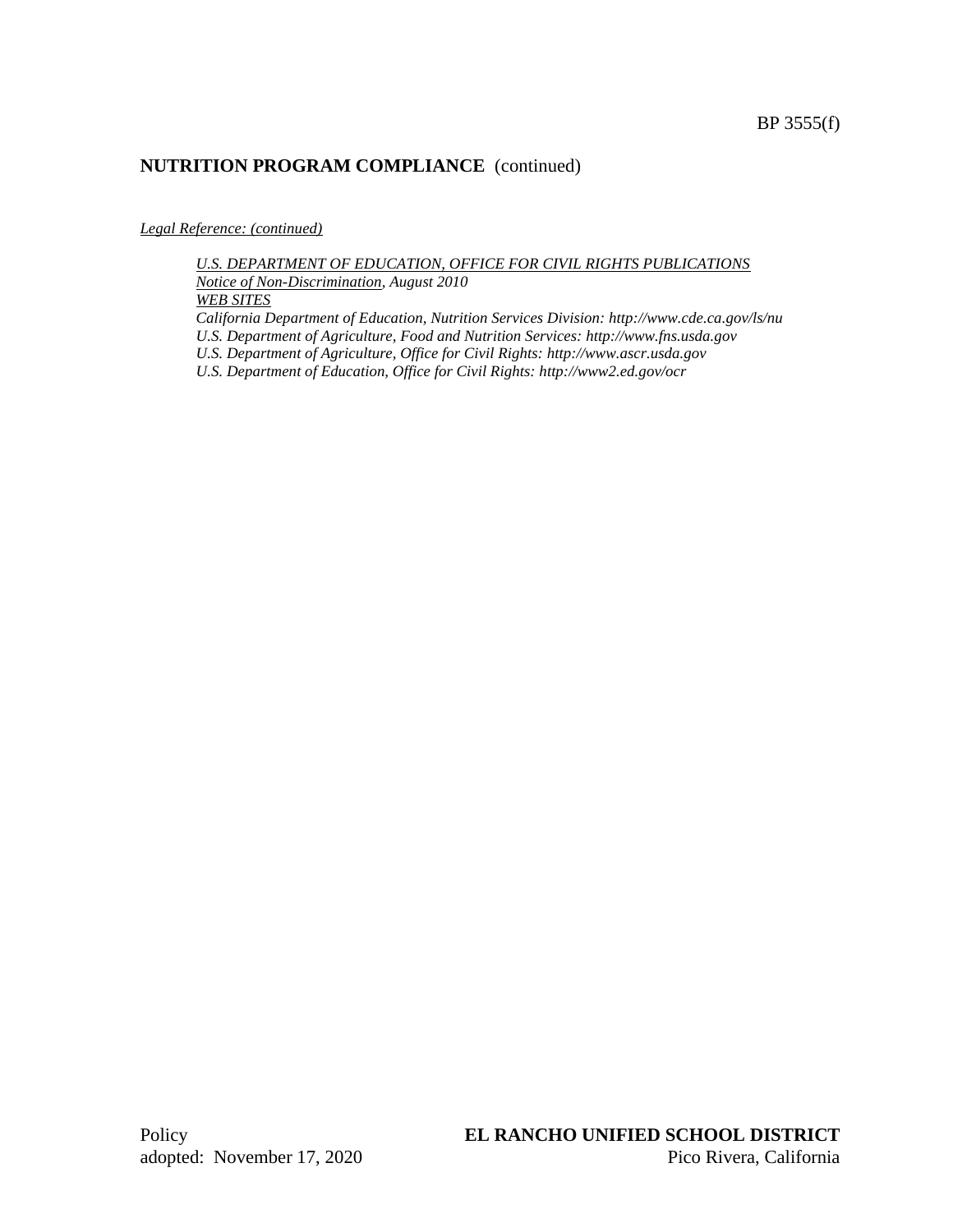## NUTRITION PROGRAM COMPLIANCE (continued)

*Legal Reference: (continued)*

*U.S. DEPARTMENT OF EDUCATION, OFFICE FOR CIVIL RIGHTS PUBLICATIONS*
*Notice of Non-Discrimination, August 2010*
*WEB SITES*
*California Department of Education, Nutrition Services Division: http://www.cde.ca.gov/ls/nu*
*U.S. Department of Agriculture, Food and Nutrition Services: http://www.fns.usda.gov*
*U.S. Department of Agriculture, Office for Civil Rights: http://www.ascr.usda.gov*
*U.S. Department of Education, Office for Civil Rights: http://www2.ed.gov/ocr*

Policy
adopted: November 17, 2020

**EL RANCHO UNIFIED SCHOOL DISTRICT**
Pico Rivera, California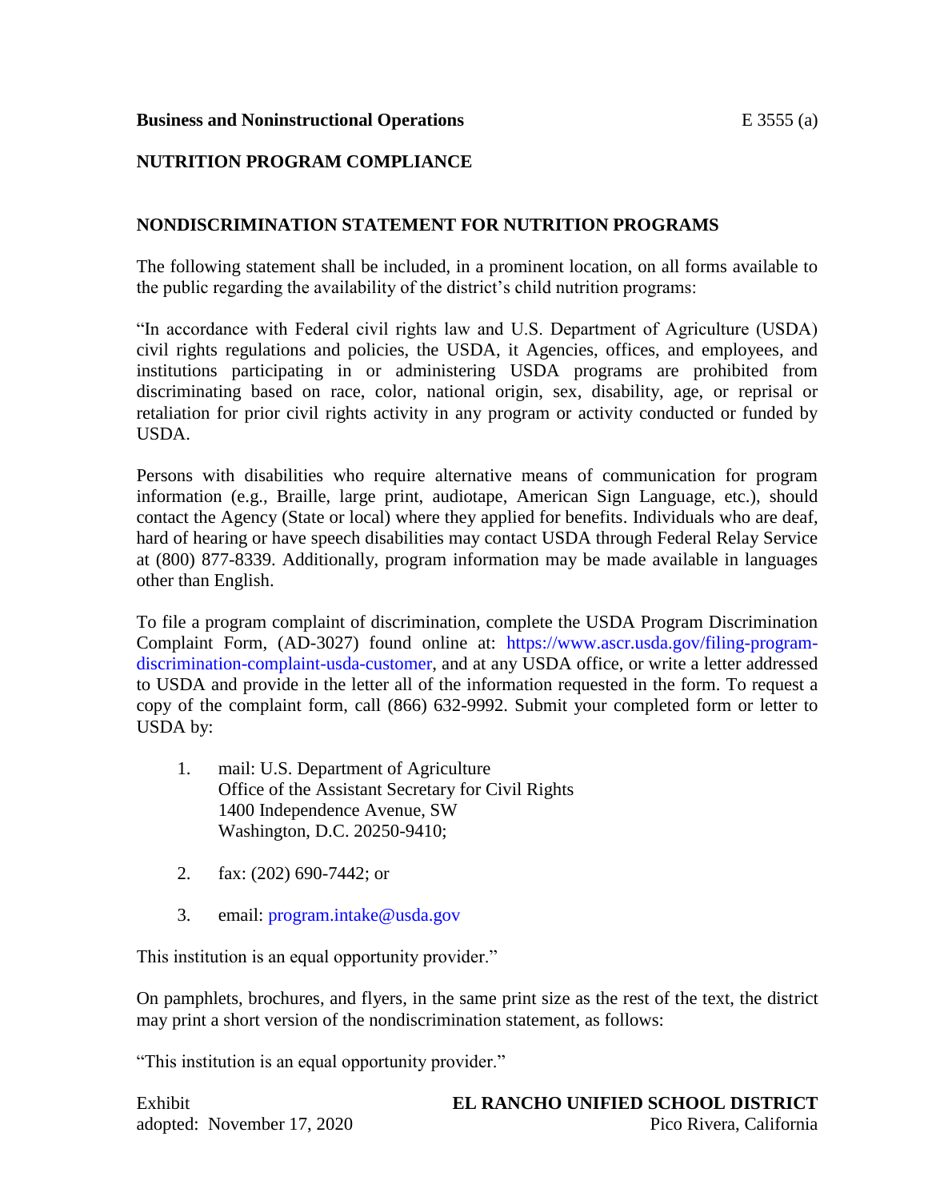**Business and Noninstructional Operations** E 3555 (a)

## NUTRITION PROGRAM COMPLIANCE

### NONDISCRIMINATION STATEMENT FOR NUTRITION PROGRAMS

The following statement shall be included, in a prominent location, on all forms available to the public regarding the availability of the district's child nutrition programs:

"In accordance with Federal civil rights law and U.S. Department of Agriculture (USDA) civil rights regulations and policies, the USDA, it Agencies, offices, and employees, and institutions participating in or administering USDA programs are prohibited from discriminating based on race, color, national origin, sex, disability, age, or reprisal or retaliation for prior civil rights activity in any program or activity conducted or funded by USDA.

Persons with disabilities who require alternative means of communication for program information (e.g., Braille, large print, audiotape, American Sign Language, etc.), should contact the Agency (State or local) where they applied for benefits. Individuals who are deaf, hard of hearing or have speech disabilities may contact USDA through Federal Relay Service at (800) 877-8339. Additionally, program information may be made available in languages other than English.

To file a program complaint of discrimination, complete the USDA Program Discrimination Complaint Form, (AD-3027) found online at: https://www.ascr.usda.gov/filing-program-discrimination-complaint-usda-customer, and at any USDA office, or write a letter addressed to USDA and provide in the letter all of the information requested in the form. To request a copy of the complaint form, call (866) 632-9992. Submit your completed form or letter to USDA by:

1. mail: U.S. Department of Agriculture
   Office of the Assistant Secretary for Civil Rights
   1400 Independence Avenue, SW
   Washington, D.C. 20250-9410;

2. fax: (202) 690-7442; or

3. email: program.intake@usda.gov

This institution is an equal opportunity provider."

On pamphlets, brochures, and flyers, in the same print size as the rest of the text, the district may print a short version of the nondiscrimination statement, as follows:

"This institution is an equal opportunity provider."

Exhibit **EL RANCHO UNIFIED SCHOOL DISTRICT**
adopted: November 17, 2020 Pico Rivera, California